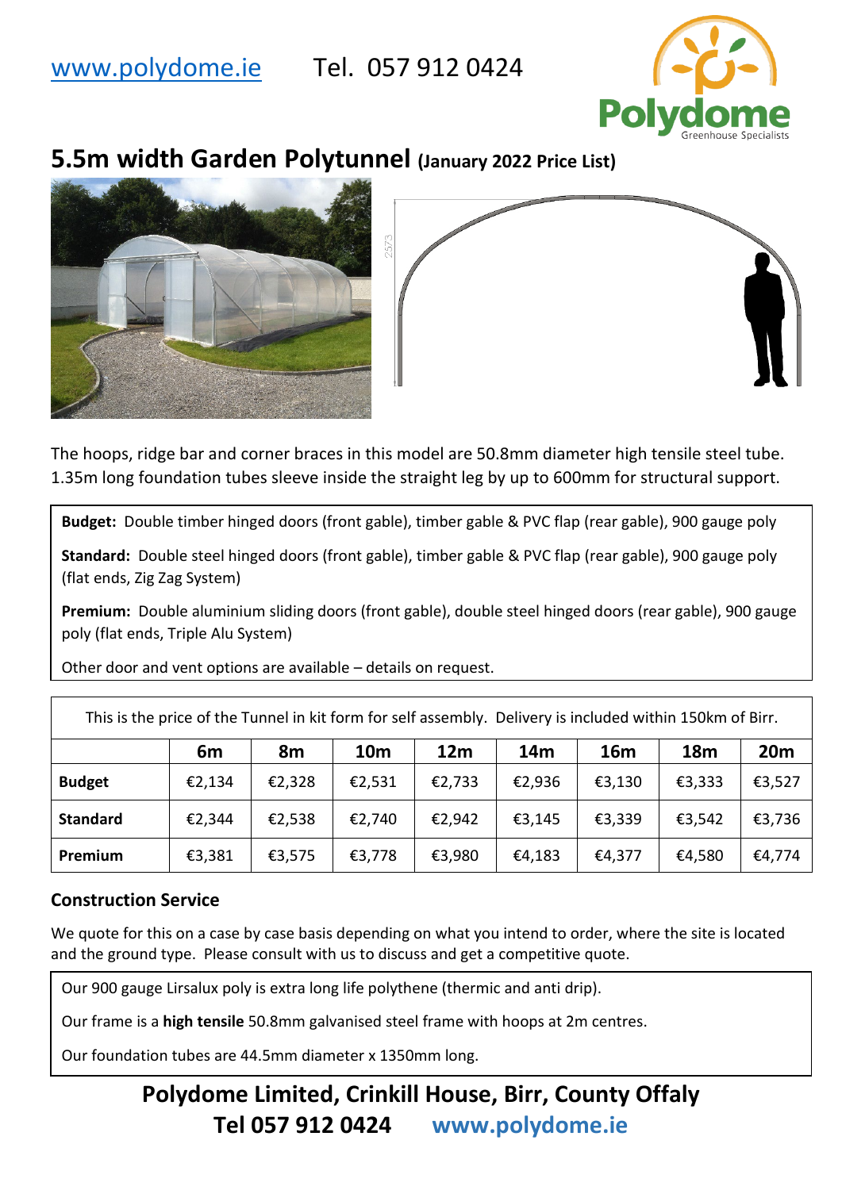www.polydome.ie Tel. 057 912 0424

# 5.5m width Garden Polytunnel (January 2022 Price List)

The hoops, ridge bar and corner braces in this model are 50.8mm diameter high tensile steel tube. 1.35m long foundation tubes sleeve inside the straight leg by up to 600mm for structural support.

**Budget:** Double timber hinged doors (front gable), timber gable & PVC flap (rear gable), 900 gauge poly

**Standard:** Double steel hinged doors (front gable), timber gable & PVC flap (rear gable), 900 gauge poly (flat ends, Zig Zag System)

**Premium:** Double aluminium sliding doors (front gable), double steel hinged doors (rear gable), 900 gauge poly (flat ends, Triple Alu System)

Other door and vent options are available – details on request.

This is the price of the Tunnel in kit form for self assembly. Delivery is included within 150km of Birr.

| | 6m | 8m | 10m | 12m | 14m | 16m | 18m | 20m |
|---|---|---|---|---|---|---|---|---|
| **Budget** | €2,134 | €2,328 | €2,531 | €2,733 | €2,936 | €3,130 | €3,333 | €3,527 |
| **Standard** | €2,344 | €2,538 | €2,740 | €2,942 | €3,145 | €3,339 | €3,542 | €3,736 |
| **Premium** | €3,381 | €3,575 | €3,778 | €3,980 | €4,183 | €4,377 | €4,580 | €4,774 |

## Construction Service

We quote for this on a case by case basis depending on what you intend to order, where the site is located and the ground type. Please consult with us to discuss and get a competitive quote.

Our 900 gauge Lirsalux poly is extra long life polythene (thermic and anti drip).

Our frame is a **high tensile** 50.8mm galvanised steel frame with hoops at 2m centres.

Our foundation tubes are 44.5mm diameter x 1350mm long.

**Polydome Limited, Crinkill House, Birr, County Offaly**
**Tel 057 912 0424 www.polydome.ie**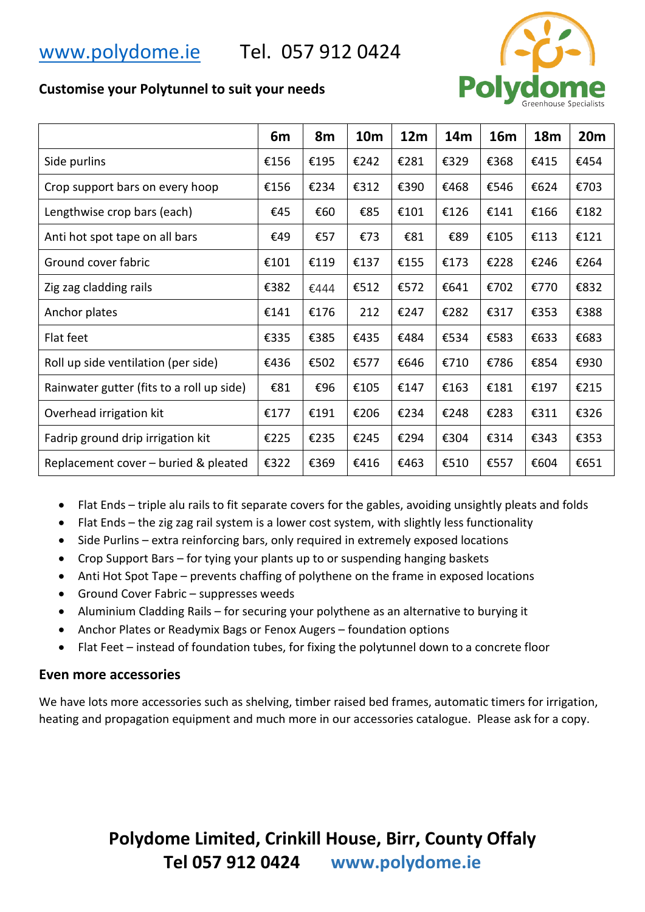www.polydome.ie Tel. 057 912 0424

**Customise your Polytunnel to suit your needs**

| | 6m | 8m | 10m | 12m | 14m | 16m | 18m | 20m |
|---|---|---|---|---|---|---|---|---|
| Side purlins | €156 | €195 | €242 | €281 | €329 | €368 | €415 | €454 |
| Crop support bars on every hoop | €156 | €234 | €312 | €390 | €468 | €546 | €624 | €703 |
| Lengthwise crop bars (each) | €45 | €60 | €85 | €101 | €126 | €141 | €166 | €182 |
| Anti hot spot tape on all bars | €49 | €57 | €73 | €81 | €89 | €105 | €113 | €121 |
| Ground cover fabric | €101 | €119 | €137 | €155 | €173 | €228 | €246 | €264 |
| Zig zag cladding rails | €382 | €444 | €512 | €572 | €641 | €702 | €770 | €832 |
| Anchor plates | €141 | €176 | 212 | €247 | €282 | €317 | €353 | €388 |
| Flat feet | €335 | €385 | €435 | €484 | €534 | €583 | €633 | €683 |
| Roll up side ventilation (per side) | €436 | €502 | €577 | €646 | €710 | €786 | €854 | €930 |
| Rainwater gutter (fits to a roll up side) | €81 | €96 | €105 | €147 | €163 | €181 | €197 | €215 |
| Overhead irrigation kit | €177 | €191 | €206 | €234 | €248 | €283 | €311 | €326 |
| Fadrip ground drip irrigation kit | €225 | €235 | €245 | €294 | €304 | €314 | €343 | €353 |
| Replacement cover – buried & pleated | €322 | €369 | €416 | €463 | €510 | €557 | €604 | €651 |

- Flat Ends – triple alu rails to fit separate covers for the gables, avoiding unsightly pleats and folds
- Flat Ends – the zig zag rail system is a lower cost system, with slightly less functionality
- Side Purlins – extra reinforcing bars, only required in extremely exposed locations
- Crop Support Bars – for tying your plants up to or suspending hanging baskets
- Anti Hot Spot Tape – prevents chaffing of polythene on the frame in exposed locations
- Ground Cover Fabric – suppresses weeds
- Aluminium Cladding Rails – for securing your polythene as an alternative to burying it
- Anchor Plates or Readymix Bags or Fenox Augers – foundation options
- Flat Feet – instead of foundation tubes, for fixing the polytunnel down to a concrete floor

## Even more accessories

We have lots more accessories such as shelving, timber raised bed frames, automatic timers for irrigation, heating and propagation equipment and much more in our accessories catalogue. Please ask for a copy.

**Polydome Limited, Crinkill House, Birr, County Offaly**
**Tel 057 912 0424 www.polydome.ie**